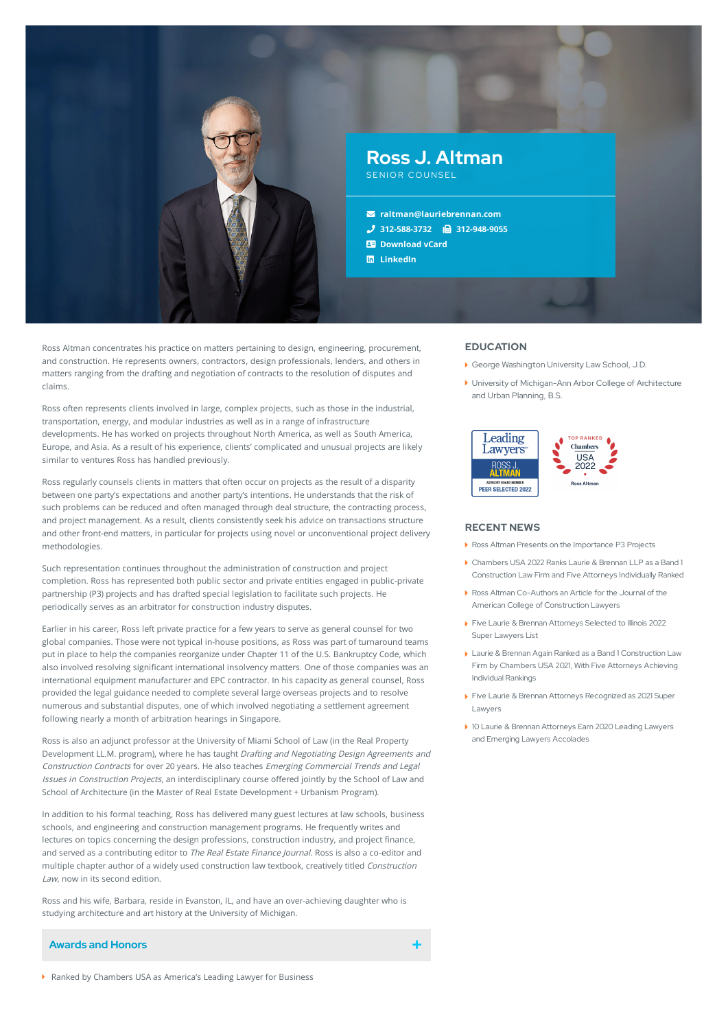# Ross J. Altman

SENIOR COUNSEL

- raltman@lauriebrennan.com
- 312-588-3732
- 312-948-9055
- Download vCard
- LinkedIn

Ross Altman concentrates his practice on matters pertaining to design, engineering, procurement, and construction. He represents owners, contractors, design professionals, lenders, and others in matters ranging from the drafting and negotiation of contracts to the resolution of disputes and claims.

Ross often represents clients involved in large, complex projects, such as those in the industrial, transportation, energy, and modular industries as well as in a range of infrastructure developments. He has worked on projects throughout North America, as well as South America, Europe, and Asia. As a result of his experience, clients' complicated and unusual projects are likely similar to ventures Ross has handled previously.

Ross regularly counsels clients in matters that often occur on projects as the result of a disparity between one party's expectations and another party's intentions. He understands that the risk of such problems can be reduced and often managed through deal structure, the contracting process, and project management. As a result, clients consistently seek his advice on transactions structure and other front-end matters, in particular for projects using novel or unconventional project delivery methodologies.

Such representation continues throughout the administration of construction and project completion. Ross has represented both public sector and private entities engaged in public-private partnership (P3) projects and has drafted special legislation to facilitate such projects. He periodically serves as an arbitrator for construction industry disputes.

Earlier in his career, Ross left private practice for a few years to serve as general counsel for two global companies. Those were not typical in-house positions, as Ross was part of turnaround teams put in place to help the companies reorganize under Chapter 11 of the U.S. Bankruptcy Code, which also involved resolving significant international insolvency matters. One of those companies was an international equipment manufacturer and EPC contractor. In his capacity as general counsel, Ross provided the legal guidance needed to complete several large overseas projects and to resolve numerous and substantial disputes, one of which involved negotiating a settlement agreement following nearly a month of arbitration hearings in Singapore.

Ross is also an adjunct professor at the University of Miami School of Law (in the Real Property Development LL.M. program), where he has taught *Drafting and Negotiating Design Agreements and Construction Contracts* for over 20 years. He also teaches *Emerging Commercial Trends and Legal Issues in Construction Projects*, an interdisciplinary course offered jointly by the School of Law and School of Architecture (in the Master of Real Estate Development + Urbanism Program).

In addition to his formal teaching, Ross has delivered many guest lectures at law schools, business schools, and engineering and construction management programs. He frequently writes and lectures on topics concerning the design professions, construction industry, and project finance, and served as a contributing editor to *The Real Estate Finance Journal*. Ross is also a co-editor and multiple chapter author of a widely used construction law textbook, creatively titled *Construction Law*, now in its second edition.

Ross and his wife, Barbara, reside in Evanston, IL, and have an over-achieving daughter who is studying architecture and art history at the University of Michigan.

## Awards and Honors

- Ranked by Chambers USA as America's Leading Lawyer for Business

## EDUCATION

- George Washington University Law School, J.D.
- University of Michigan-Ann Arbor College of Architecture and Urban Planning, B.S.

Leading Lawyers — ROSS J. ALTMAN — ADVISORY BOARD MEMBER — PEER SELECTED 2022

TOP RANKED Chambers USA 2022 — Ross Altman

## RECENT NEWS

- Ross Altman Presents on the Importance P3 Projects
- Chambers USA 2022 Ranks Laurie & Brennan LLP as a Band 1 Construction Law Firm and Five Attorneys Individually Ranked
- Ross Altman Co-Authors an Article for the Journal of the American College of Construction Lawyers
- Five Laurie & Brennan Attorneys Selected to Illinois 2022 Super Lawyers List
- Laurie & Brennan Again Ranked as a Band 1 Construction Law Firm by Chambers USA 2021, With Five Attorneys Achieving Individual Rankings
- Five Laurie & Brennan Attorneys Recognized as 2021 Super Lawyers
- 10 Laurie & Brennan Attorneys Earn 2020 Leading Lawyers and Emerging Lawyers Accolades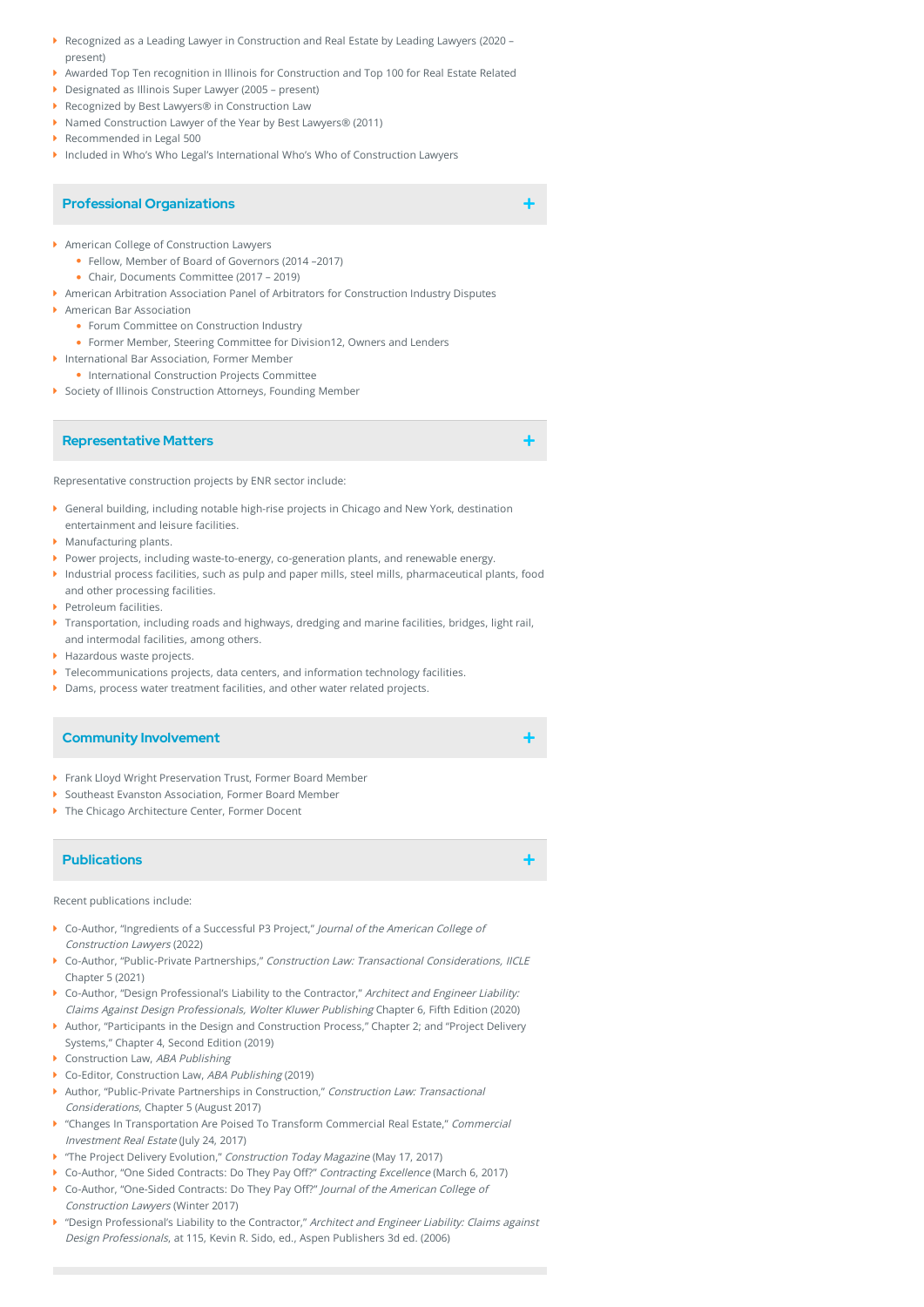- Recognized as a Leading Lawyer in Construction and Real Estate by Leading Lawyers (2020 – present)
- Awarded Top Ten recognition in Illinois for Construction and Top 100 for Real Estate Related
- Designated as Illinois Super Lawyer (2005 – present)
- Recognized by Best Lawyers® in Construction Law
- Named Construction Lawyer of the Year by Best Lawyers® (2011)
- Recommended in Legal 500
- Included in Who's Who Legal's International Who's Who of Construction Lawyers

## Professional Organizations

- American College of Construction Lawyers
  - Fellow, Member of Board of Governors (2014 –2017)
  - Chair, Documents Committee (2017 – 2019)
- American Arbitration Association Panel of Arbitrators for Construction Industry Disputes
- American Bar Association
  - Forum Committee on Construction Industry
  - Former Member, Steering Committee for Division12, Owners and Lenders
- International Bar Association, Former Member
  - International Construction Projects Committee
- Society of Illinois Construction Attorneys, Founding Member

## Representative Matters

Representative construction projects by ENR sector include:

- General building, including notable high-rise projects in Chicago and New York, destination entertainment and leisure facilities.
- Manufacturing plants.
- Power projects, including waste-to-energy, co-generation plants, and renewable energy.
- Industrial process facilities, such as pulp and paper mills, steel mills, pharmaceutical plants, food and other processing facilities.
- Petroleum facilities.
- Transportation, including roads and highways, dredging and marine facilities, bridges, light rail, and intermodal facilities, among others.
- Hazardous waste projects.
- Telecommunications projects, data centers, and information technology facilities.
- Dams, process water treatment facilities, and other water related projects.

## Community Involvement

- Frank Lloyd Wright Preservation Trust, Former Board Member
- Southeast Evanston Association, Former Board Member
- The Chicago Architecture Center, Former Docent

## Publications

Recent publications include:

- Co-Author, "Ingredients of a Successful P3 Project," *Journal of the American College of Construction Lawyers* (2022)
- Co-Author, "Public-Private Partnerships," *Construction Law: Transactional Considerations, IICLE* Chapter 5 (2021)
- Co-Author, "Design Professional's Liability to the Contractor," *Architect and Engineer Liability: Claims Against Design Professionals, Wolter Kluwer Publishing* Chapter 6, Fifth Edition (2020)
- Author, "Participants in the Design and Construction Process," Chapter 2; and "Project Delivery Systems," Chapter 4, Second Edition (2019)
- Construction Law, *ABA Publishing*
- Co-Editor, Construction Law, *ABA Publishing* (2019)
- Author, "Public-Private Partnerships in Construction," *Construction Law: Transactional Considerations*, Chapter 5 (August 2017)
- "Changes In Transportation Are Poised To Transform Commercial Real Estate," *Commercial Investment Real Estate* (July 24, 2017)
- "The Project Delivery Evolution," *Construction Today Magazine* (May 17, 2017)
- Co-Author, "One Sided Contracts: Do They Pay Off?" *Contracting Excellence* (March 6, 2017)
- Co-Author, "One-Sided Contracts: Do They Pay Off?" *Journal of the American College of Construction Lawyers* (Winter 2017)
- "Design Professional's Liability to the Contractor," *Architect and Engineer Liability: Claims against Design Professionals*, at 115, Kevin R. Sido, ed., Aspen Publishers 3d ed. (2006)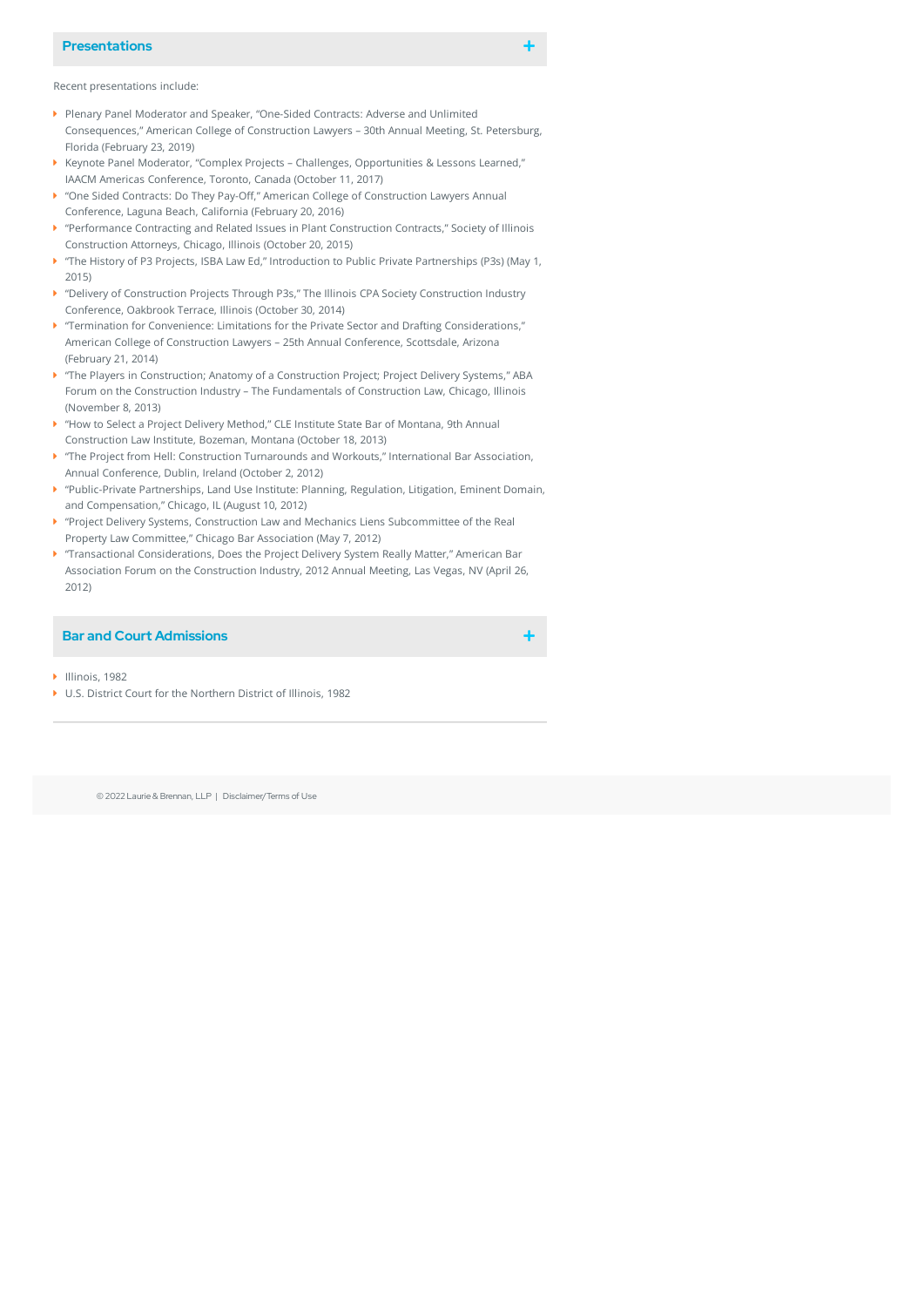## Presentations

Recent presentations include:

- Plenary Panel Moderator and Speaker, "One-Sided Contracts: Adverse and Unlimited Consequences," American College of Construction Lawyers – 30th Annual Meeting, St. Petersburg, Florida (February 23, 2019)
- Keynote Panel Moderator, "Complex Projects – Challenges, Opportunities & Lessons Learned," IAACM Americas Conference, Toronto, Canada (October 11, 2017)
- "One Sided Contracts: Do They Pay-Off," American College of Construction Lawyers Annual Conference, Laguna Beach, California (February 20, 2016)
- "Performance Contracting and Related Issues in Plant Construction Contracts," Society of Illinois Construction Attorneys, Chicago, Illinois (October 20, 2015)
- "The History of P3 Projects, ISBA Law Ed," Introduction to Public Private Partnerships (P3s) (May 1, 2015)
- "Delivery of Construction Projects Through P3s," The Illinois CPA Society Construction Industry Conference, Oakbrook Terrace, Illinois (October 30, 2014)
- "Termination for Convenience: Limitations for the Private Sector and Drafting Considerations," American College of Construction Lawyers – 25th Annual Conference, Scottsdale, Arizona (February 21, 2014)
- "The Players in Construction; Anatomy of a Construction Project; Project Delivery Systems," ABA Forum on the Construction Industry – The Fundamentals of Construction Law, Chicago, Illinois (November 8, 2013)
- "How to Select a Project Delivery Method," CLE Institute State Bar of Montana, 9th Annual Construction Law Institute, Bozeman, Montana (October 18, 2013)
- "The Project from Hell: Construction Turnarounds and Workouts," International Bar Association, Annual Conference, Dublin, Ireland (October 2, 2012)
- "Public-Private Partnerships, Land Use Institute: Planning, Regulation, Litigation, Eminent Domain, and Compensation," Chicago, IL (August 10, 2012)
- "Project Delivery Systems, Construction Law and Mechanics Liens Subcommittee of the Real Property Law Committee," Chicago Bar Association (May 7, 2012)
- "Transactional Considerations, Does the Project Delivery System Really Matter," American Bar Association Forum on the Construction Industry, 2012 Annual Meeting, Las Vegas, NV (April 26, 2012)

## Bar and Court Admissions

- Illinois, 1982
- U.S. District Court for the Northern District of Illinois, 1982

© 2022 Laurie & Brennan, LLP | Disclaimer/Terms of Use